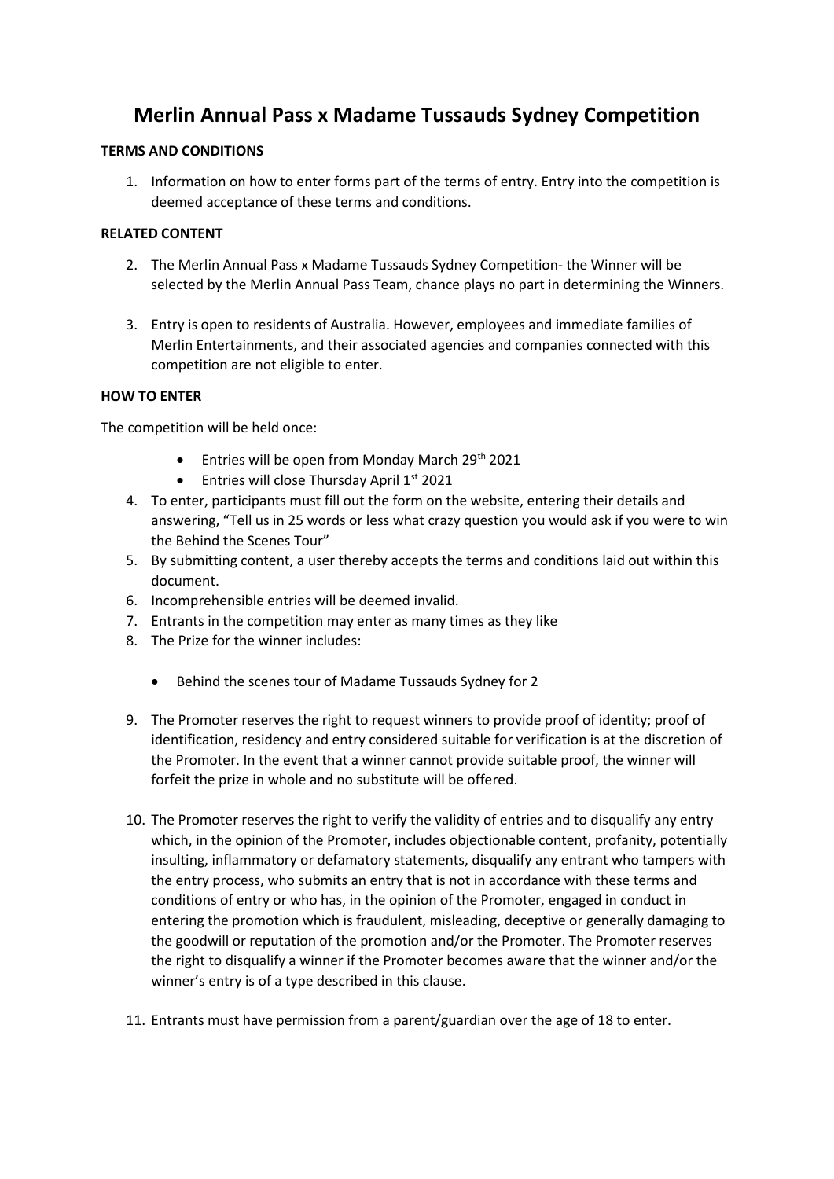# Merlin Annual Pass x Madame Tussauds Sydney Competition

**TERMS AND CONDITIONS**

1. Information on how to enter forms part of the terms of entry. Entry into the competition is deemed acceptance of these terms and conditions.

**RELATED CONTENT**

2. The Merlin Annual Pass x Madame Tussauds Sydney Competition- the Winner will be selected by the Merlin Annual Pass Team, chance plays no part in determining the Winners.

3. Entry is open to residents of Australia. However, employees and immediate families of Merlin Entertainments, and their associated agencies and companies connected with this competition are not eligible to enter.

**HOW TO ENTER**

The competition will be held once:

- Entries will be open from Monday March 29th 2021
- Entries will close Thursday April 1st 2021

4. To enter, participants must fill out the form on the website, entering their details and answering, "Tell us in 25 words or less what crazy question you would ask if you were to win the Behind the Scenes Tour"
5. By submitting content, a user thereby accepts the terms and conditions laid out within this document.
6. Incomprehensible entries will be deemed invalid.
7. Entrants in the competition may enter as many times as they like
8. The Prize for the winner includes:

   - Behind the scenes tour of Madame Tussauds Sydney for 2

9. The Promoter reserves the right to request winners to provide proof of identity; proof of identification, residency and entry considered suitable for verification is at the discretion of the Promoter. In the event that a winner cannot provide suitable proof, the winner will forfeit the prize in whole and no substitute will be offered.

10. The Promoter reserves the right to verify the validity of entries and to disqualify any entry which, in the opinion of the Promoter, includes objectionable content, profanity, potentially insulting, inflammatory or defamatory statements, disqualify any entrant who tampers with the entry process, who submits an entry that is not in accordance with these terms and conditions of entry or who has, in the opinion of the Promoter, engaged in conduct in entering the promotion which is fraudulent, misleading, deceptive or generally damaging to the goodwill or reputation of the promotion and/or the Promoter. The Promoter reserves the right to disqualify a winner if the Promoter becomes aware that the winner and/or the winner's entry is of a type described in this clause.

11. Entrants must have permission from a parent/guardian over the age of 18 to enter.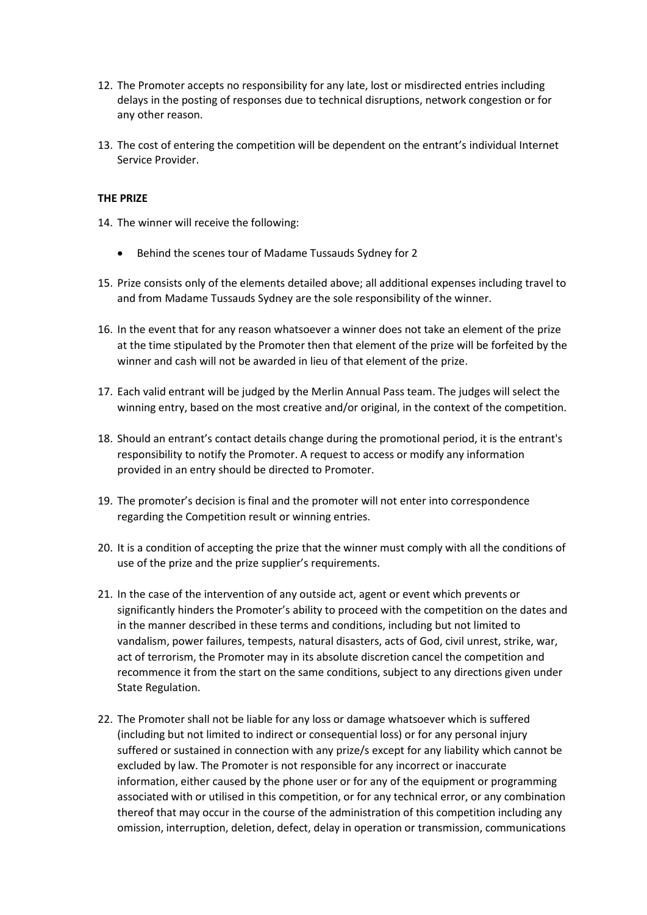12. The Promoter accepts no responsibility for any late, lost or misdirected entries including delays in the posting of responses due to technical disruptions, network congestion or for any other reason.

13. The cost of entering the competition will be dependent on the entrant's individual Internet Service Provider.

**THE PRIZE**

14. The winner will receive the following:

    - Behind the scenes tour of Madame Tussauds Sydney for 2

15. Prize consists only of the elements detailed above; all additional expenses including travel to and from Madame Tussauds Sydney are the sole responsibility of the winner.

16. In the event that for any reason whatsoever a winner does not take an element of the prize at the time stipulated by the Promoter then that element of the prize will be forfeited by the winner and cash will not be awarded in lieu of that element of the prize.

17. Each valid entrant will be judged by the Merlin Annual Pass team. The judges will select the winning entry, based on the most creative and/or original, in the context of the competition.

18. Should an entrant's contact details change during the promotional period, it is the entrant's responsibility to notify the Promoter. A request to access or modify any information provided in an entry should be directed to Promoter.

19. The promoter's decision is final and the promoter will not enter into correspondence regarding the Competition result or winning entries.

20. It is a condition of accepting the prize that the winner must comply with all the conditions of use of the prize and the prize supplier's requirements.

21. In the case of the intervention of any outside act, agent or event which prevents or significantly hinders the Promoter's ability to proceed with the competition on the dates and in the manner described in these terms and conditions, including but not limited to vandalism, power failures, tempests, natural disasters, acts of God, civil unrest, strike, war, act of terrorism, the Promoter may in its absolute discretion cancel the competition and recommence it from the start on the same conditions, subject to any directions given under State Regulation.

22. The Promoter shall not be liable for any loss or damage whatsoever which is suffered (including but not limited to indirect or consequential loss) or for any personal injury suffered or sustained in connection with any prize/s except for any liability which cannot be excluded by law. The Promoter is not responsible for any incorrect or inaccurate information, either caused by the phone user or for any of the equipment or programming associated with or utilised in this competition, or for any technical error, or any combination thereof that may occur in the course of the administration of this competition including any omission, interruption, deletion, defect, delay in operation or transmission, communications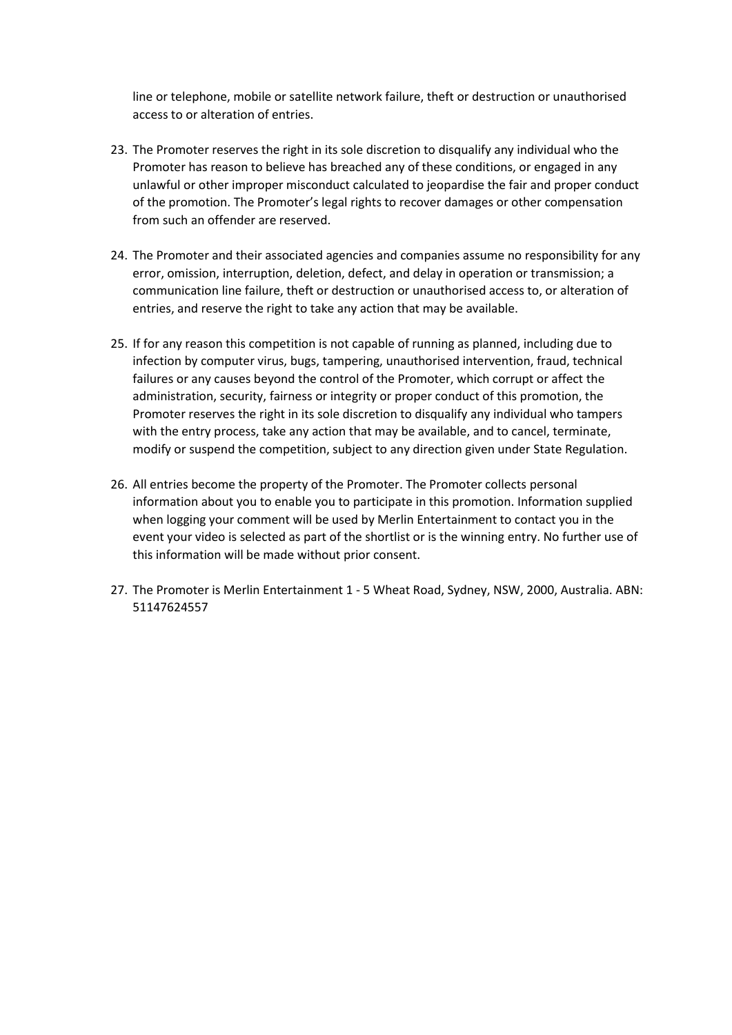line or telephone, mobile or satellite network failure, theft or destruction or unauthorised access to or alteration of entries.

23. The Promoter reserves the right in its sole discretion to disqualify any individual who the Promoter has reason to believe has breached any of these conditions, or engaged in any unlawful or other improper misconduct calculated to jeopardise the fair and proper conduct of the promotion. The Promoter's legal rights to recover damages or other compensation from such an offender are reserved.

24. The Promoter and their associated agencies and companies assume no responsibility for any error, omission, interruption, deletion, defect, and delay in operation or transmission; a communication line failure, theft or destruction or unauthorised access to, or alteration of entries, and reserve the right to take any action that may be available.

25. If for any reason this competition is not capable of running as planned, including due to infection by computer virus, bugs, tampering, unauthorised intervention, fraud, technical failures or any causes beyond the control of the Promoter, which corrupt or affect the administration, security, fairness or integrity or proper conduct of this promotion, the Promoter reserves the right in its sole discretion to disqualify any individual who tampers with the entry process, take any action that may be available, and to cancel, terminate, modify or suspend the competition, subject to any direction given under State Regulation.

26. All entries become the property of the Promoter. The Promoter collects personal information about you to enable you to participate in this promotion. Information supplied when logging your comment will be used by Merlin Entertainment to contact you in the event your video is selected as part of the shortlist or is the winning entry. No further use of this information will be made without prior consent.

27. The Promoter is Merlin Entertainment 1 - 5 Wheat Road, Sydney, NSW, 2000, Australia. ABN: 51147624557